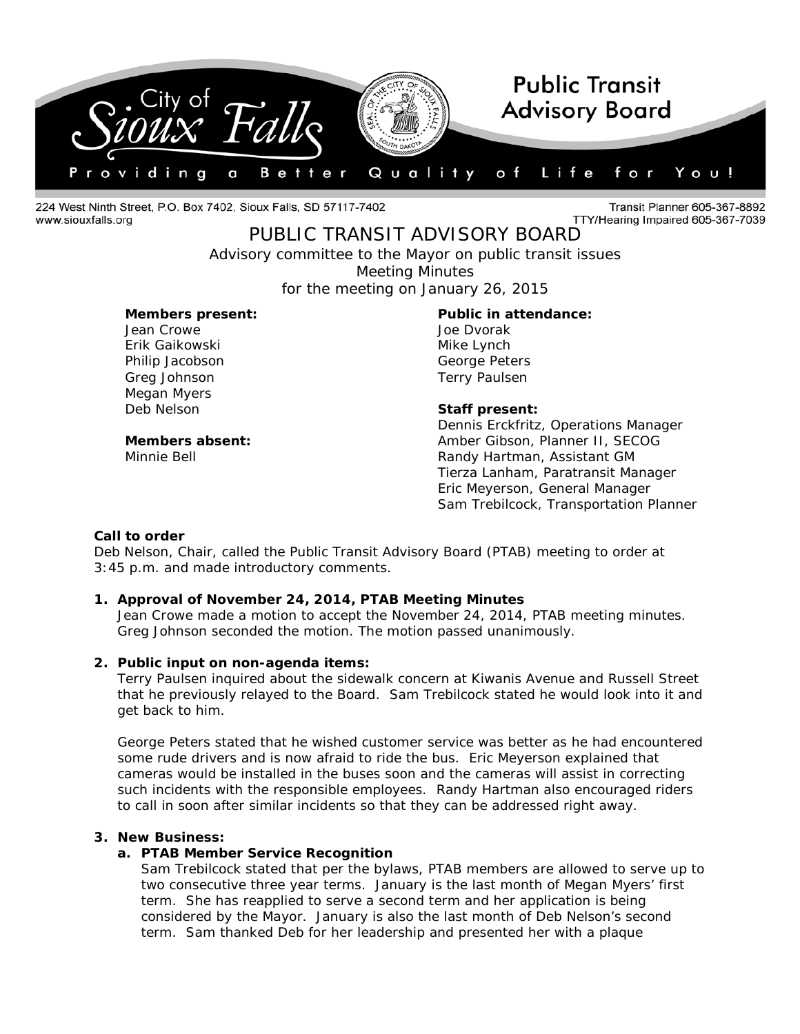City of Sioux Falls — Public Transit Advisory Board

Providing a Better Quality of Life for You!

224 West Ninth Street, P.O. Box 7402, Sioux Falls, SD 57117-7402
www.siouxfalls.org

Transit Planner 605-367-8892
TTY/Hearing Impaired 605-367-7039

# PUBLIC TRANSIT ADVISORY BOARD

Advisory committee to the Mayor on public transit issues
Meeting Minutes
for the meeting on January 26, 2015

**Members present:**
Jean Crowe
Erik Gaikowski
Philip Jacobson
Greg Johnson
Megan Myers
Deb Nelson

**Members absent:**
Minnie Bell

**Public in attendance:**
Joe Dvorak
Mike Lynch
George Peters
Terry Paulsen

**Staff present:**
Dennis Erckfritz, Operations Manager
Amber Gibson, Planner II, SECOG
Randy Hartman, Assistant GM
Tierza Lanham, Paratransit Manager
Eric Meyerson, General Manager
Sam Trebilcock, Transportation Planner

**Call to order**
Deb Nelson, Chair, called the Public Transit Advisory Board (PTAB) meeting to order at 3:45 p.m. and made introductory comments.

1. **Approval of November 24, 2014, PTAB Meeting Minutes**
   Jean Crowe made a motion to accept the November 24, 2014, PTAB meeting minutes. Greg Johnson seconded the motion. The motion passed unanimously.

2. **Public input on non-agenda items:**
   Terry Paulsen inquired about the sidewalk concern at Kiwanis Avenue and Russell Street that he previously relayed to the Board. Sam Trebilcock stated he would look into it and get back to him.

   George Peters stated that he wished customer service was better as he had encountered some rude drivers and is now afraid to ride the bus. Eric Meyerson explained that cameras would be installed in the buses soon and the cameras will assist in correcting such incidents with the responsible employees. Randy Hartman also encouraged riders to call in soon after similar incidents so that they can be addressed right away.

3. **New Business:**
   a. **PTAB Member Service Recognition**
      Sam Trebilcock stated that per the bylaws, PTAB members are allowed to serve up to two consecutive three year terms. January is the last month of Megan Myers' first term. She has reapplied to serve a second term and her application is being considered by the Mayor. January is also the last month of Deb Nelson's second term. Sam thanked Deb for her leadership and presented her with a plaque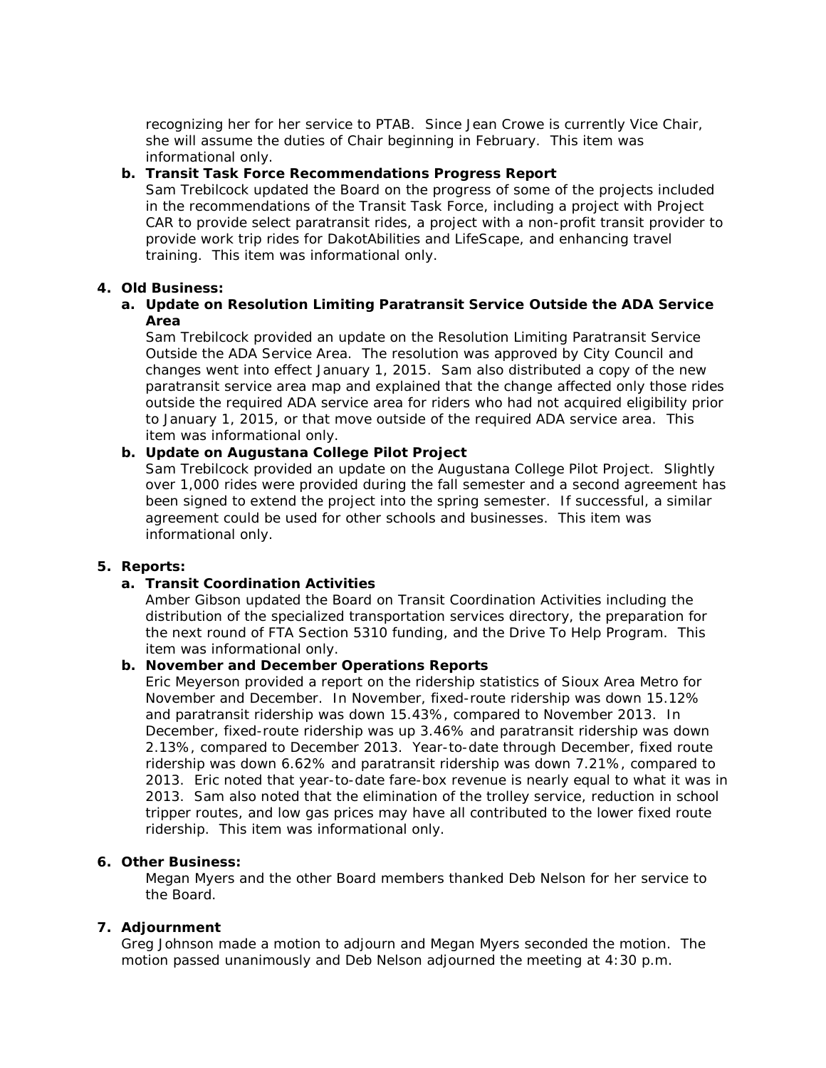recognizing her for her service to PTAB. Since Jean Crowe is currently Vice Chair, she will assume the duties of Chair beginning in February. This item was informational only.

**b. Transit Task Force Recommendations Progress Report**

Sam Trebilcock updated the Board on the progress of some of the projects included in the recommendations of the Transit Task Force, including a project with Project CAR to provide select paratransit rides, a project with a non-profit transit provider to provide work trip rides for DakotAbilities and LifeScape, and enhancing travel training. This item was informational only.

**4. Old Business:**

**a. Update on Resolution Limiting Paratransit Service Outside the ADA Service Area**

Sam Trebilcock provided an update on the Resolution Limiting Paratransit Service Outside the ADA Service Area. The resolution was approved by City Council and changes went into effect January 1, 2015. Sam also distributed a copy of the new paratransit service area map and explained that the change affected only those rides outside the required ADA service area for riders who had not acquired eligibility prior to January 1, 2015, or that move outside of the required ADA service area. This item was informational only.

**b. Update on Augustana College Pilot Project**

Sam Trebilcock provided an update on the Augustana College Pilot Project. Slightly over 1,000 rides were provided during the fall semester and a second agreement has been signed to extend the project into the spring semester. If successful, a similar agreement could be used for other schools and businesses. This item was informational only.

**5. Reports:**

**a. Transit Coordination Activities**

Amber Gibson updated the Board on Transit Coordination Activities including the distribution of the specialized transportation services directory, the preparation for the next round of FTA Section 5310 funding, and the Drive To Help Program. This item was informational only.

**b. November and December Operations Reports**

Eric Meyerson provided a report on the ridership statistics of Sioux Area Metro for November and December. In November, fixed-route ridership was down 15.12% and paratransit ridership was down 15.43%, compared to November 2013. In December, fixed-route ridership was up 3.46% and paratransit ridership was down 2.13%, compared to December 2013. Year-to-date through December, fixed route ridership was down 6.62% and paratransit ridership was down 7.21%, compared to 2013. Eric noted that year-to-date fare-box revenue is nearly equal to what it was in 2013. Sam also noted that the elimination of the trolley service, reduction in school tripper routes, and low gas prices may have all contributed to the lower fixed route ridership. This item was informational only.

**6. Other Business:**

Megan Myers and the other Board members thanked Deb Nelson for her service to the Board.

**7. Adjournment**

Greg Johnson made a motion to adjourn and Megan Myers seconded the motion. The motion passed unanimously and Deb Nelson adjourned the meeting at 4:30 p.m.